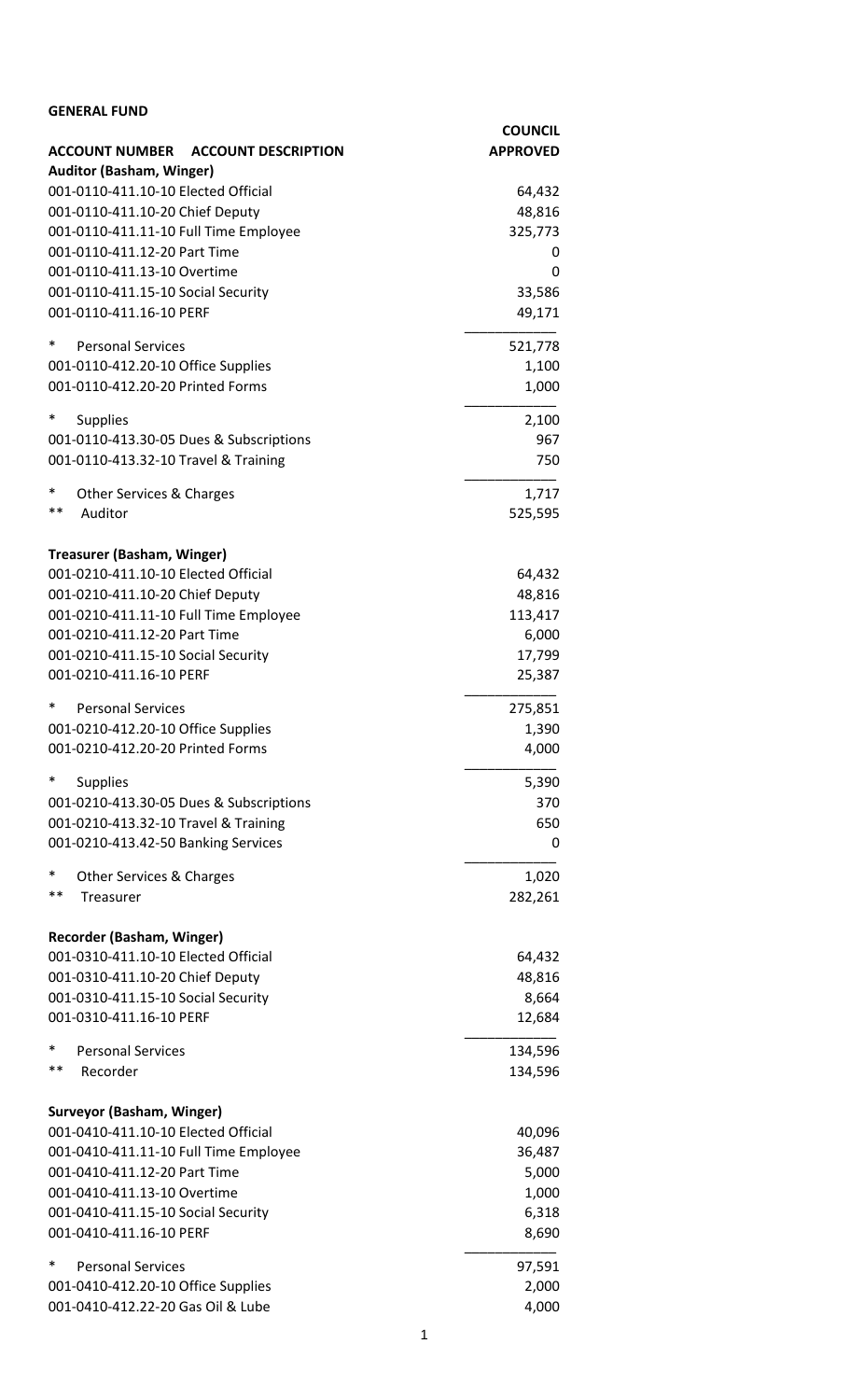**GENERAL FUND**

| ACCOUNT NUMBER ACCOUNT DESCRIPTION | COUNCIL APPROVED |
|---|---|
| **Auditor (Basham, Winger)** | |
| 001-0110-411.10-10 Elected Official | 64,432 |
| 001-0110-411.10-20 Chief Deputy | 48,816 |
| 001-0110-411.11-10 Full Time Employee | 325,773 |
| 001-0110-411.12-20 Part Time | 0 |
| 001-0110-411.13-10 Overtime | 0 |
| 001-0110-411.15-10 Social Security | 33,586 |
| 001-0110-411.16-10 PERF | 49,171 |
| * Personal Services | 521,778 |
| 001-0110-412.20-10 Office Supplies | 1,100 |
| 001-0110-412.20-20 Printed Forms | 1,000 |
| * Supplies | 2,100 |
| 001-0110-413.30-05 Dues & Subscriptions | 967 |
| 001-0110-413.32-10 Travel & Training | 750 |
| * Other Services & Charges | 1,717 |
| ** Auditor | 525,595 |
| | |
| **Treasurer (Basham, Winger)** | |
| 001-0210-411.10-10 Elected Official | 64,432 |
| 001-0210-411.10-20 Chief Deputy | 48,816 |
| 001-0210-411.11-10 Full Time Employee | 113,417 |
| 001-0210-411.12-20 Part Time | 6,000 |
| 001-0210-411.15-10 Social Security | 17,799 |
| 001-0210-411.16-10 PERF | 25,387 |
| * Personal Services | 275,851 |
| 001-0210-412.20-10 Office Supplies | 1,390 |
| 001-0210-412.20-20 Printed Forms | 4,000 |
| * Supplies | 5,390 |
| 001-0210-413.30-05 Dues & Subscriptions | 370 |
| 001-0210-413.32-10 Travel & Training | 650 |
| 001-0210-413.42-50 Banking Services | 0 |
| * Other Services & Charges | 1,020 |
| ** Treasurer | 282,261 |
| | |
| **Recorder (Basham, Winger)** | |
| 001-0310-411.10-10 Elected Official | 64,432 |
| 001-0310-411.10-20 Chief Deputy | 48,816 |
| 001-0310-411.15-10 Social Security | 8,664 |
| 001-0310-411.16-10 PERF | 12,684 |
| * Personal Services | 134,596 |
| ** Recorder | 134,596 |
| | |
| **Surveyor (Basham, Winger)** | |
| 001-0410-411.10-10 Elected Official | 40,096 |
| 001-0410-411.11-10 Full Time Employee | 36,487 |
| 001-0410-411.12-20 Part Time | 5,000 |
| 001-0410-411.13-10 Overtime | 1,000 |
| 001-0410-411.15-10 Social Security | 6,318 |
| 001-0410-411.16-10 PERF | 8,690 |
| * Personal Services | 97,591 |
| 001-0410-412.20-10 Office Supplies | 2,000 |
| 001-0410-412.22-20 Gas Oil & Lube | 4,000 |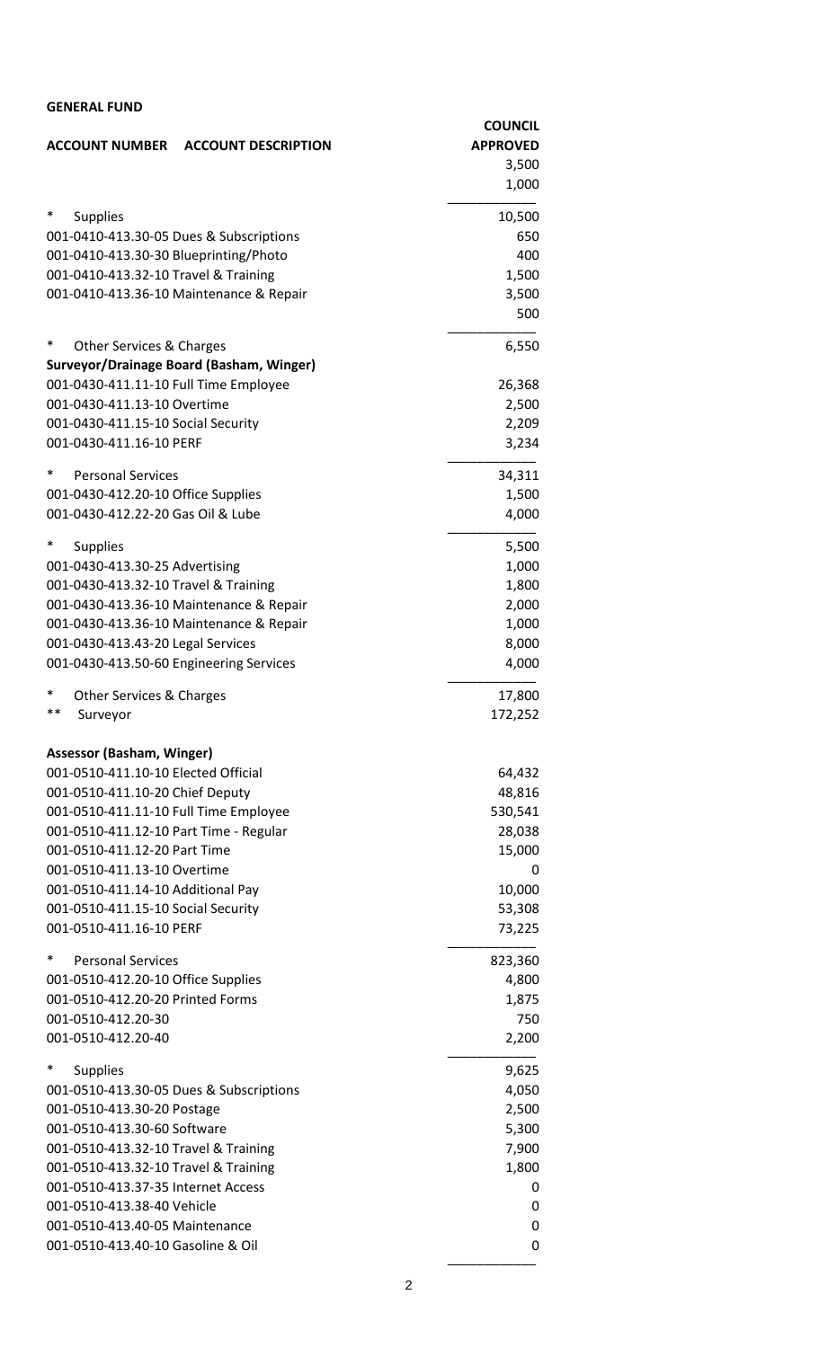**GENERAL FUND**

| ACCOUNT NUMBER ACCOUNT DESCRIPTION | COUNCIL APPROVED |
|---|---|
| | 3,500 |
| | 1,000 |
| * Supplies | 10,500 |
| 001-0410-413.30-05 Dues & Subscriptions | 650 |
| 001-0410-413.30-30 Blueprinting/Photo | 400 |
| 001-0410-413.32-10 Travel & Training | 1,500 |
| 001-0410-413.36-10 Maintenance & Repair | 3,500 |
| | 500 |
| * Other Services & Charges | 6,550 |
| **Surveyor/Drainage Board (Basham, Winger)** | |
| 001-0430-411.11-10 Full Time Employee | 26,368 |
| 001-0430-411.13-10 Overtime | 2,500 |
| 001-0430-411.15-10 Social Security | 2,209 |
| 001-0430-411.16-10 PERF | 3,234 |
| * Personal Services | 34,311 |
| 001-0430-412.20-10 Office Supplies | 1,500 |
| 001-0430-412.22-20 Gas Oil & Lube | 4,000 |
| * Supplies | 5,500 |
| 001-0430-413.30-25 Advertising | 1,000 |
| 001-0430-413.32-10 Travel & Training | 1,800 |
| 001-0430-413.36-10 Maintenance & Repair | 2,000 |
| 001-0430-413.36-10 Maintenance & Repair | 1,000 |
| 001-0430-413.43-20 Legal Services | 8,000 |
| 001-0430-413.50-60 Engineering Services | 4,000 |
| * Other Services & Charges | 17,800 |
| ** Surveyor | 172,252 |
| **Assessor (Basham, Winger)** | |
| 001-0510-411.10-10 Elected Official | 64,432 |
| 001-0510-411.10-20 Chief Deputy | 48,816 |
| 001-0510-411.11-10 Full Time Employee | 530,541 |
| 001-0510-411.12-10 Part Time - Regular | 28,038 |
| 001-0510-411.12-20 Part Time | 15,000 |
| 001-0510-411.13-10 Overtime | 0 |
| 001-0510-411.14-10 Additional Pay | 10,000 |
| 001-0510-411.15-10 Social Security | 53,308 |
| 001-0510-411.16-10 PERF | 73,225 |
| * Personal Services | 823,360 |
| 001-0510-412.20-10 Office Supplies | 4,800 |
| 001-0510-412.20-20 Printed Forms | 1,875 |
| 001-0510-412.20-30 | 750 |
| 001-0510-412.20-40 | 2,200 |
| * Supplies | 9,625 |
| 001-0510-413.30-05 Dues & Subscriptions | 4,050 |
| 001-0510-413.30-20 Postage | 2,500 |
| 001-0510-413.30-60 Software | 5,300 |
| 001-0510-413.32-10 Travel & Training | 7,900 |
| 001-0510-413.32-10 Travel & Training | 1,800 |
| 001-0510-413.37-35 Internet Access | 0 |
| 001-0510-413.38-40 Vehicle | 0 |
| 001-0510-413.40-05 Maintenance | 0 |
| 001-0510-413.40-10 Gasoline & Oil | 0 |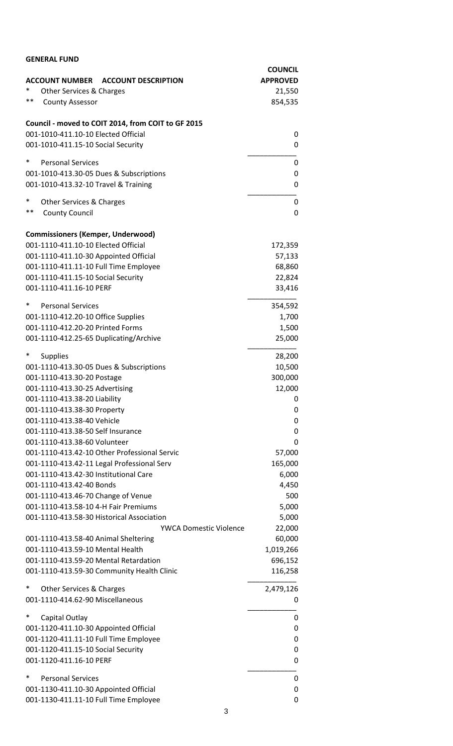**GENERAL FUND**

| ACCOUNT NUMBER ACCOUNT DESCRIPTION | COUNCIL APPROVED |
|---|---|
| * Other Services & Charges | 21,550 |
| ** County Assessor | 854,535 |
| | |
| **Council - moved to COIT 2014, from COIT to GF 2015** | |
| 001-1010-411.10-10 Elected Official | 0 |
| 001-1010-411.15-10 Social Security | 0 |
| * Personal Services | 0 |
| 001-1010-413.30-05 Dues & Subscriptions | 0 |
| 001-1010-413.32-10 Travel & Training | 0 |
| * Other Services & Charges | 0 |
| ** County Council | 0 |
| | |
| **Commissioners (Kemper, Underwood)** | |
| 001-1110-411.10-10 Elected Official | 172,359 |
| 001-1110-411.10-30 Appointed Official | 57,133 |
| 001-1110-411.11-10 Full Time Employee | 68,860 |
| 001-1110-411.15-10 Social Security | 22,824 |
| 001-1110-411.16-10 PERF | 33,416 |
| * Personal Services | 354,592 |
| 001-1110-412.20-10 Office Supplies | 1,700 |
| 001-1110-412.20-20 Printed Forms | 1,500 |
| 001-1110-412.25-65 Duplicating/Archive | 25,000 |
| * Supplies | 28,200 |
| 001-1110-413.30-05 Dues & Subscriptions | 10,500 |
| 001-1110-413.30-20 Postage | 300,000 |
| 001-1110-413.30-25 Advertising | 12,000 |
| 001-1110-413.38-20 Liability | 0 |
| 001-1110-413.38-30 Property | 0 |
| 001-1110-413.38-40 Vehicle | 0 |
| 001-1110-413.38-50 Self Insurance | 0 |
| 001-1110-413.38-60 Volunteer | 0 |
| 001-1110-413.42-10 Other Professional Servic | 57,000 |
| 001-1110-413.42-11 Legal Professional Serv | 165,000 |
| 001-1110-413.42-30 Institutional Care | 6,000 |
| 001-1110-413.42-40 Bonds | 4,450 |
| 001-1110-413.46-70 Change of Venue | 500 |
| 001-1110-413.58-10 4-H Fair Premiums | 5,000 |
| 001-1110-413.58-30 Historical Association | 5,000 |
| YWCA Domestic Violence | 22,000 |
| 001-1110-413.58-40 Animal Sheltering | 60,000 |
| 001-1110-413.59-10 Mental Health | 1,019,266 |
| 001-1110-413.59-20 Mental Retardation | 696,152 |
| 001-1110-413.59-30 Community Health Clinic | 116,258 |
| * Other Services & Charges | 2,479,126 |
| 001-1110-414.62-90 Miscellaneous | 0 |
| * Capital Outlay | 0 |
| 001-1120-411.10-30 Appointed Official | 0 |
| 001-1120-411.11-10 Full Time Employee | 0 |
| 001-1120-411.15-10 Social Security | 0 |
| 001-1120-411.16-10 PERF | 0 |
| * Personal Services | 0 |
| 001-1130-411.10-30 Appointed Official | 0 |
| 001-1130-411.11-10 Full Time Employee | 0 |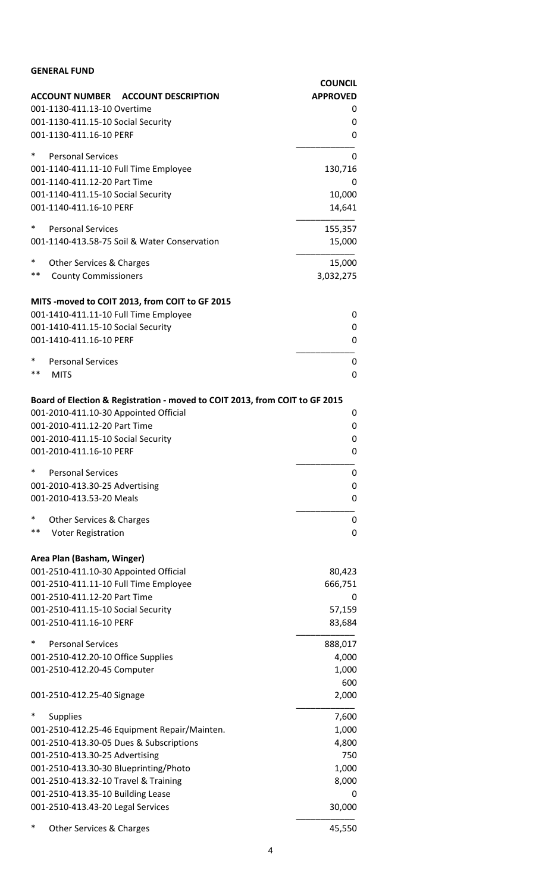**GENERAL FUND**

| ACCOUNT NUMBER ACCOUNT DESCRIPTION | COUNCIL APPROVED |
|---|---|
| 001-1130-411.13-10 Overtime | 0 |
| 001-1130-411.15-10 Social Security | 0 |
| 001-1130-411.16-10 PERF | 0 |
| * Personal Services | 0 |
| 001-1140-411.11-10 Full Time Employee | 130,716 |
| 001-1140-411.12-20 Part Time | 0 |
| 001-1140-411.15-10 Social Security | 10,000 |
| 001-1140-411.16-10 PERF | 14,641 |
| * Personal Services | 155,357 |
| 001-1140-413.58-75 Soil & Water Conservation | 15,000 |
| * Other Services & Charges | 15,000 |
| ** County Commissioners | 3,032,275 |
| **MITS -moved to COIT 2013, from COIT to GF 2015** | |
| 001-1410-411.11-10 Full Time Employee | 0 |
| 001-1410-411.15-10 Social Security | 0 |
| 001-1410-411.16-10 PERF | 0 |
| * Personal Services | 0 |
| ** MITS | 0 |
| **Board of Election & Registration - moved to COIT 2013, from COIT to GF 2015** | |
| 001-2010-411.10-30 Appointed Official | 0 |
| 001-2010-411.12-20 Part Time | 0 |
| 001-2010-411.15-10 Social Security | 0 |
| 001-2010-411.16-10 PERF | 0 |
| * Personal Services | 0 |
| 001-2010-413.30-25 Advertising | 0 |
| 001-2010-413.53-20 Meals | 0 |
| * Other Services & Charges | 0 |
| ** Voter Registration | 0 |
| **Area Plan (Basham, Winger)** | |
| 001-2510-411.10-30 Appointed Official | 80,423 |
| 001-2510-411.11-10 Full Time Employee | 666,751 |
| 001-2510-411.12-20 Part Time | 0 |
| 001-2510-411.15-10 Social Security | 57,159 |
| 001-2510-411.16-10 PERF | 83,684 |
| * Personal Services | 888,017 |
| 001-2510-412.20-10 Office Supplies | 4,000 |
| 001-2510-412.20-45 Computer | 1,000 |
| | 600 |
| 001-2510-412.25-40 Signage | 2,000 |
| * Supplies | 7,600 |
| 001-2510-412.25-46 Equipment Repair/Mainten. | 1,000 |
| 001-2510-413.30-05 Dues & Subscriptions | 4,800 |
| 001-2510-413.30-25 Advertising | 750 |
| 001-2510-413.30-30 Blueprinting/Photo | 1,000 |
| 001-2510-413.32-10 Travel & Training | 8,000 |
| 001-2510-413.35-10 Building Lease | 0 |
| 001-2510-413.43-20 Legal Services | 30,000 |
| * Other Services & Charges | 45,550 |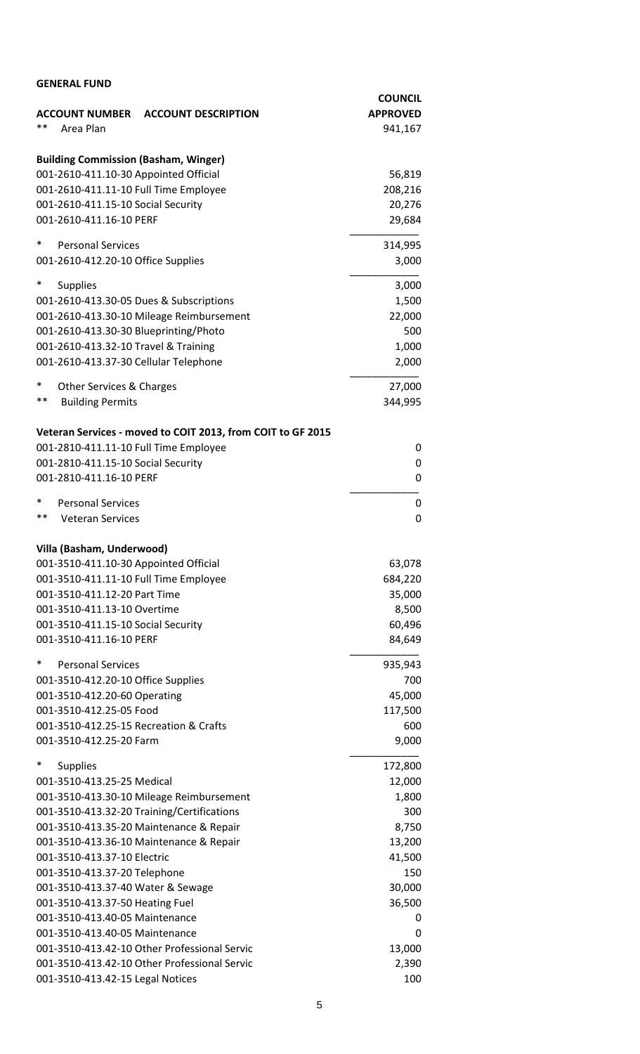**GENERAL FUND**

| ACCOUNT NUMBER ACCOUNT DESCRIPTION | COUNCIL APPROVED |
|---|---|
| ** Area Plan | 941,167 |
| | |
| **Building Commission (Basham, Winger)** | |
| 001-2610-411.10-30 Appointed Official | 56,819 |
| 001-2610-411.11-10 Full Time Employee | 208,216 |
| 001-2610-411.15-10 Social Security | 20,276 |
| 001-2610-411.16-10 PERF | 29,684 |
| * Personal Services | 314,995 |
| 001-2610-412.20-10 Office Supplies | 3,000 |
| * Supplies | 3,000 |
| 001-2610-413.30-05 Dues & Subscriptions | 1,500 |
| 001-2610-413.30-10 Mileage Reimbursement | 22,000 |
| 001-2610-413.30-30 Blueprinting/Photo | 500 |
| 001-2610-413.32-10 Travel & Training | 1,000 |
| 001-2610-413.37-30 Cellular Telephone | 2,000 |
| * Other Services & Charges | 27,000 |
| ** Building Permits | 344,995 |
| | |
| **Veteran Services - moved to COIT 2013, from COIT to GF 2015** | |
| 001-2810-411.11-10 Full Time Employee | 0 |
| 001-2810-411.15-10 Social Security | 0 |
| 001-2810-411.16-10 PERF | 0 |
| * Personal Services | 0 |
| ** Veteran Services | 0 |
| | |
| **Villa (Basham, Underwood)** | |
| 001-3510-411.10-30 Appointed Official | 63,078 |
| 001-3510-411.11-10 Full Time Employee | 684,220 |
| 001-3510-411.12-20 Part Time | 35,000 |
| 001-3510-411.13-10 Overtime | 8,500 |
| 001-3510-411.15-10 Social Security | 60,496 |
| 001-3510-411.16-10 PERF | 84,649 |
| * Personal Services | 935,943 |
| 001-3510-412.20-10 Office Supplies | 700 |
| 001-3510-412.20-60 Operating | 45,000 |
| 001-3510-412.25-05 Food | 117,500 |
| 001-3510-412.25-15 Recreation & Crafts | 600 |
| 001-3510-412.25-20 Farm | 9,000 |
| * Supplies | 172,800 |
| 001-3510-413.25-25 Medical | 12,000 |
| 001-3510-413.30-10 Mileage Reimbursement | 1,800 |
| 001-3510-413.32-20 Training/Certifications | 300 |
| 001-3510-413.35-20 Maintenance & Repair | 8,750 |
| 001-3510-413.36-10 Maintenance & Repair | 13,200 |
| 001-3510-413.37-10 Electric | 41,500 |
| 001-3510-413.37-20 Telephone | 150 |
| 001-3510-413.37-40 Water & Sewage | 30,000 |
| 001-3510-413.37-50 Heating Fuel | 36,500 |
| 001-3510-413.40-05 Maintenance | 0 |
| 001-3510-413.40-05 Maintenance | 0 |
| 001-3510-413.42-10 Other Professional Servic | 13,000 |
| 001-3510-413.42-10 Other Professional Servic | 2,390 |
| 001-3510-413.42-15 Legal Notices | 100 |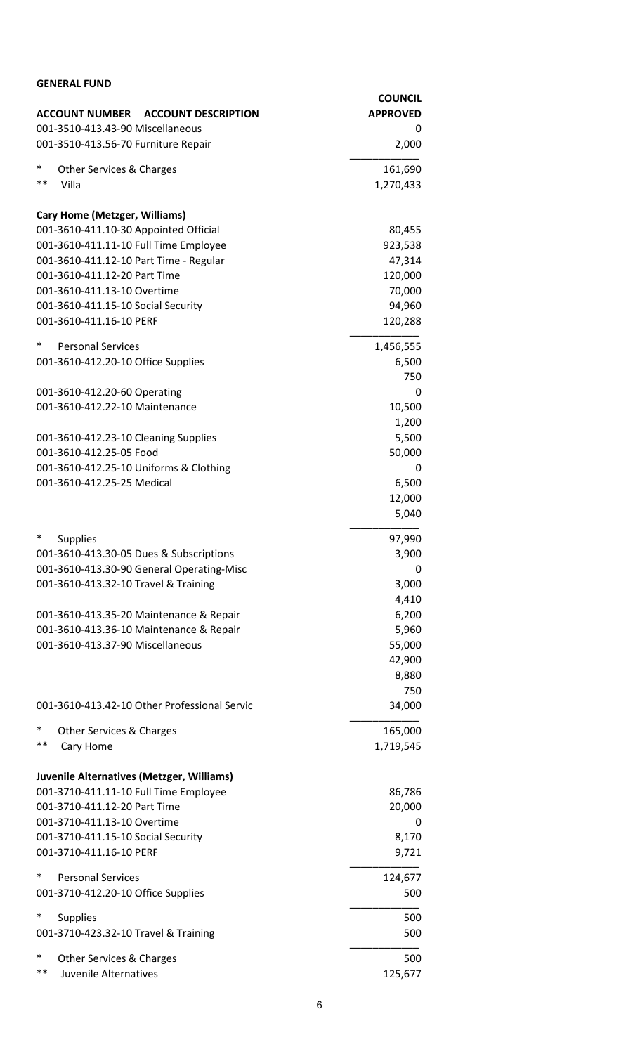**GENERAL FUND**

| ACCOUNT NUMBER ACCOUNT DESCRIPTION | COUNCIL APPROVED |
|---|---|
| 001-3510-413.43-90 Miscellaneous | 0 |
| 001-3510-413.56-70 Furniture Repair | 2,000 |
| * Other Services & Charges | 161,690 |
| ** Villa | 1,270,433 |
| **Cary Home (Metzger, Williams)** | |
| 001-3610-411.10-30 Appointed Official | 80,455 |
| 001-3610-411.11-10 Full Time Employee | 923,538 |
| 001-3610-411.12-10 Part Time - Regular | 47,314 |
| 001-3610-411.12-20 Part Time | 120,000 |
| 001-3610-411.13-10 Overtime | 70,000 |
| 001-3610-411.15-10 Social Security | 94,960 |
| 001-3610-411.16-10 PERF | 120,288 |
| * Personal Services | 1,456,555 |
| 001-3610-412.20-10 Office Supplies | 6,500 |
| | 750 |
| 001-3610-412.20-60 Operating | 0 |
| 001-3610-412.22-10 Maintenance | 10,500 |
| | 1,200 |
| 001-3610-412.23-10 Cleaning Supplies | 5,500 |
| 001-3610-412.25-05 Food | 50,000 |
| 001-3610-412.25-10 Uniforms & Clothing | 0 |
| 001-3610-412.25-25 Medical | 6,500 |
| | 12,000 |
| | 5,040 |
| * Supplies | 97,990 |
| 001-3610-413.30-05 Dues & Subscriptions | 3,900 |
| 001-3610-413.30-90 General Operating-Misc | 0 |
| 001-3610-413.32-10 Travel & Training | 3,000 |
| | 4,410 |
| 001-3610-413.35-20 Maintenance & Repair | 6,200 |
| 001-3610-413.36-10 Maintenance & Repair | 5,960 |
| 001-3610-413.37-90 Miscellaneous | 55,000 |
| | 42,900 |
| | 8,880 |
| | 750 |
| 001-3610-413.42-10 Other Professional Servic | 34,000 |
| * Other Services & Charges | 165,000 |
| ** Cary Home | 1,719,545 |
| **Juvenile Alternatives (Metzger, Williams)** | |
| 001-3710-411.11-10 Full Time Employee | 86,786 |
| 001-3710-411.12-20 Part Time | 20,000 |
| 001-3710-411.13-10 Overtime | 0 |
| 001-3710-411.15-10 Social Security | 8,170 |
| 001-3710-411.16-10 PERF | 9,721 |
| * Personal Services | 124,677 |
| 001-3710-412.20-10 Office Supplies | 500 |
| * Supplies | 500 |
| 001-3710-423.32-10 Travel & Training | 500 |
| * Other Services & Charges | 500 |
| ** Juvenile Alternatives | 125,677 |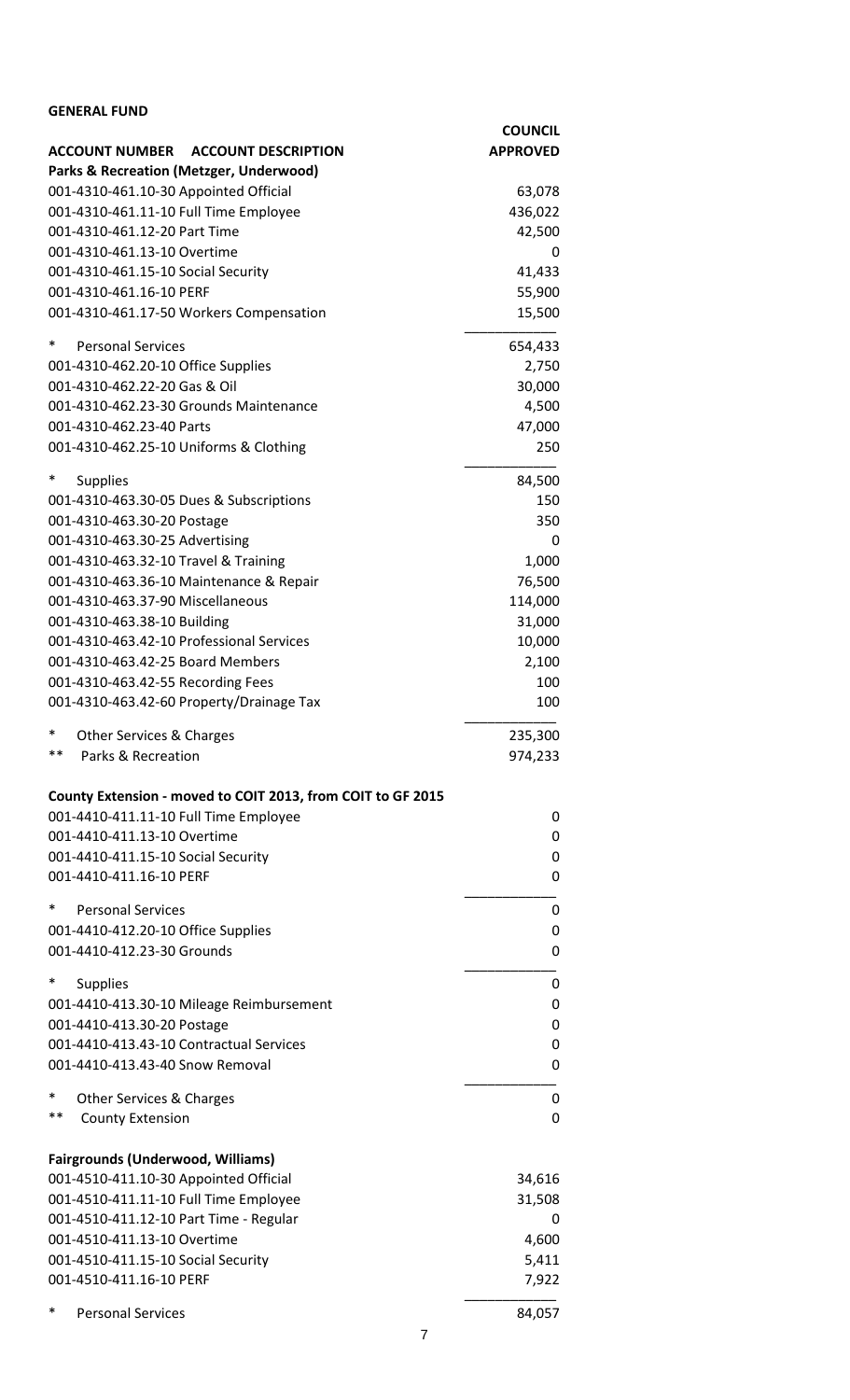**GENERAL FUND**

| ACCOUNT NUMBER ACCOUNT DESCRIPTION | COUNCIL APPROVED |
|---|---|
| **Parks & Recreation (Metzger, Underwood)** | |
| 001-4310-461.10-30 Appointed Official | 63,078 |
| 001-4310-461.11-10 Full Time Employee | 436,022 |
| 001-4310-461.12-20 Part Time | 42,500 |
| 001-4310-461.13-10 Overtime | 0 |
| 001-4310-461.15-10 Social Security | 41,433 |
| 001-4310-461.16-10 PERF | 55,900 |
| 001-4310-461.17-50 Workers Compensation | 15,500 |
| * Personal Services | 654,433 |
| 001-4310-462.20-10 Office Supplies | 2,750 |
| 001-4310-462.22-20 Gas & Oil | 30,000 |
| 001-4310-462.23-30 Grounds Maintenance | 4,500 |
| 001-4310-462.23-40 Parts | 47,000 |
| 001-4310-462.25-10 Uniforms & Clothing | 250 |
| * Supplies | 84,500 |
| 001-4310-463.30-05 Dues & Subscriptions | 150 |
| 001-4310-463.30-20 Postage | 350 |
| 001-4310-463.30-25 Advertising | 0 |
| 001-4310-463.32-10 Travel & Training | 1,000 |
| 001-4310-463.36-10 Maintenance & Repair | 76,500 |
| 001-4310-463.37-90 Miscellaneous | 114,000 |
| 001-4310-463.38-10 Building | 31,000 |
| 001-4310-463.42-10 Professional Services | 10,000 |
| 001-4310-463.42-25 Board Members | 2,100 |
| 001-4310-463.42-55 Recording Fees | 100 |
| 001-4310-463.42-60 Property/Drainage Tax | 100 |
| * Other Services & Charges | 235,300 |
| ** Parks & Recreation | 974,233 |
| | |
| **County Extension - moved to COIT 2013, from COIT to GF 2015** | |
| 001-4410-411.11-10 Full Time Employee | 0 |
| 001-4410-411.13-10 Overtime | 0 |
| 001-4410-411.15-10 Social Security | 0 |
| 001-4410-411.16-10 PERF | 0 |
| * Personal Services | 0 |
| 001-4410-412.20-10 Office Supplies | 0 |
| 001-4410-412.23-30 Grounds | 0 |
| * Supplies | 0 |
| 001-4410-413.30-10 Mileage Reimbursement | 0 |
| 001-4410-413.30-20 Postage | 0 |
| 001-4410-413.43-10 Contractual Services | 0 |
| 001-4410-413.43-40 Snow Removal | 0 |
| * Other Services & Charges | 0 |
| ** County Extension | 0 |
| | |
| **Fairgrounds (Underwood, Williams)** | |
| 001-4510-411.10-30 Appointed Official | 34,616 |
| 001-4510-411.11-10 Full Time Employee | 31,508 |
| 001-4510-411.12-10 Part Time - Regular | 0 |
| 001-4510-411.13-10 Overtime | 4,600 |
| 001-4510-411.15-10 Social Security | 5,411 |
| 001-4510-411.16-10 PERF | 7,922 |
| * Personal Services | 84,057 |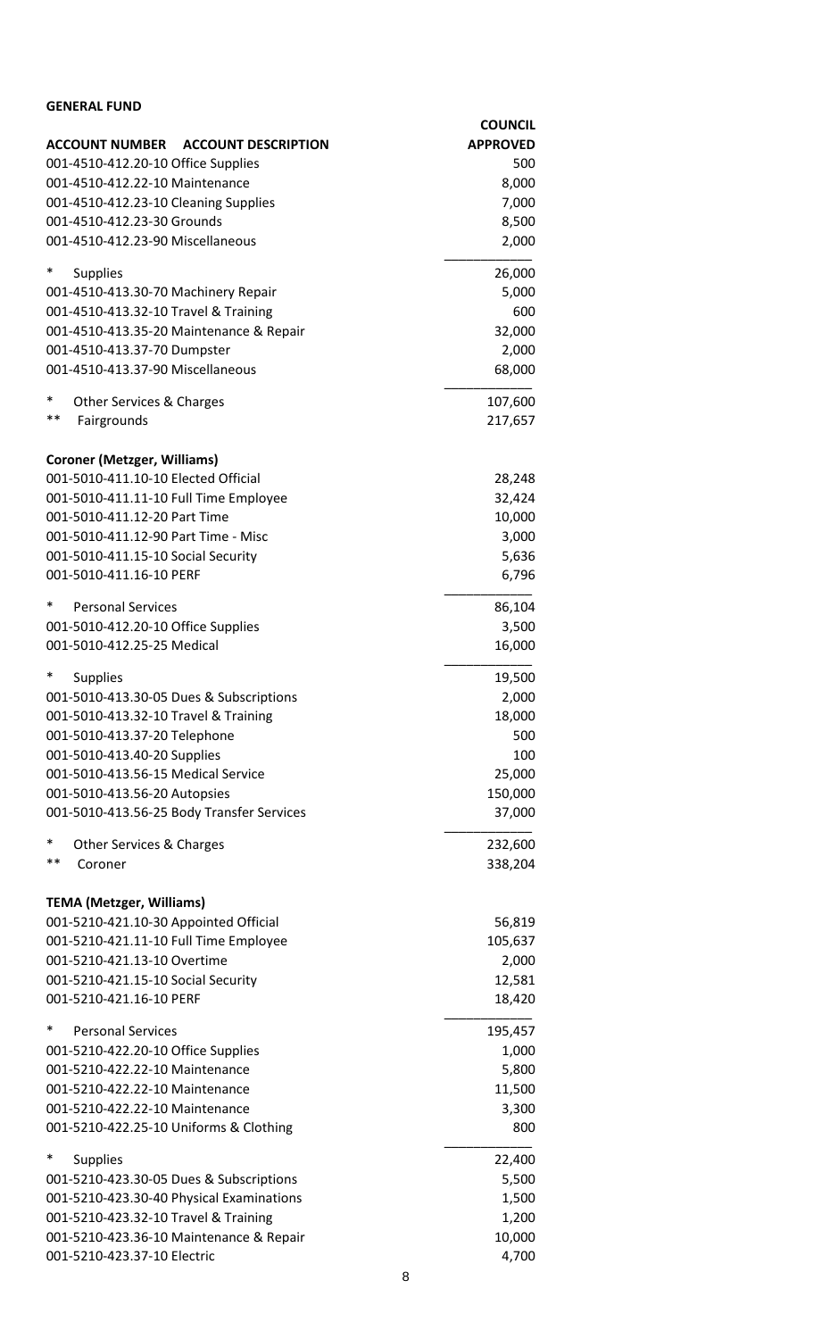**GENERAL FUND**

| ACCOUNT NUMBER ACCOUNT DESCRIPTION | COUNCIL APPROVED |
|---|---|
| 001-4510-412.20-10 Office Supplies | 500 |
| 001-4510-412.22-10 Maintenance | 8,000 |
| 001-4510-412.23-10 Cleaning Supplies | 7,000 |
| 001-4510-412.23-30 Grounds | 8,500 |
| 001-4510-412.23-90 Miscellaneous | 2,000 |
| * Supplies | 26,000 |
| 001-4510-413.30-70 Machinery Repair | 5,000 |
| 001-4510-413.32-10 Travel & Training | 600 |
| 001-4510-413.35-20 Maintenance & Repair | 32,000 |
| 001-4510-413.37-70 Dumpster | 2,000 |
| 001-4510-413.37-90 Miscellaneous | 68,000 |
| * Other Services & Charges | 107,600 |
| ** Fairgrounds | 217,657 |
| | |
| **Coroner (Metzger, Williams)** | |
| 001-5010-411.10-10 Elected Official | 28,248 |
| 001-5010-411.11-10 Full Time Employee | 32,424 |
| 001-5010-411.12-20 Part Time | 10,000 |
| 001-5010-411.12-90 Part Time - Misc | 3,000 |
| 001-5010-411.15-10 Social Security | 5,636 |
| 001-5010-411.16-10 PERF | 6,796 |
| * Personal Services | 86,104 |
| 001-5010-412.20-10 Office Supplies | 3,500 |
| 001-5010-412.25-25 Medical | 16,000 |
| * Supplies | 19,500 |
| 001-5010-413.30-05 Dues & Subscriptions | 2,000 |
| 001-5010-413.32-10 Travel & Training | 18,000 |
| 001-5010-413.37-20 Telephone | 500 |
| 001-5010-413.40-20 Supplies | 100 |
| 001-5010-413.56-15 Medical Service | 25,000 |
| 001-5010-413.56-20 Autopsies | 150,000 |
| 001-5010-413.56-25 Body Transfer Services | 37,000 |
| * Other Services & Charges | 232,600 |
| ** Coroner | 338,204 |
| | |
| **TEMA (Metzger, Williams)** | |
| 001-5210-421.10-30 Appointed Official | 56,819 |
| 001-5210-421.11-10 Full Time Employee | 105,637 |
| 001-5210-421.13-10 Overtime | 2,000 |
| 001-5210-421.15-10 Social Security | 12,581 |
| 001-5210-421.16-10 PERF | 18,420 |
| * Personal Services | 195,457 |
| 001-5210-422.20-10 Office Supplies | 1,000 |
| 001-5210-422.22-10 Maintenance | 5,800 |
| 001-5210-422.22-10 Maintenance | 11,500 |
| 001-5210-422.22-10 Maintenance | 3,300 |
| 001-5210-422.25-10 Uniforms & Clothing | 800 |
| * Supplies | 22,400 |
| 001-5210-423.30-05 Dues & Subscriptions | 5,500 |
| 001-5210-423.30-40 Physical Examinations | 1,500 |
| 001-5210-423.32-10 Travel & Training | 1,200 |
| 001-5210-423.36-10 Maintenance & Repair | 10,000 |
| 001-5210-423.37-10 Electric | 4,700 |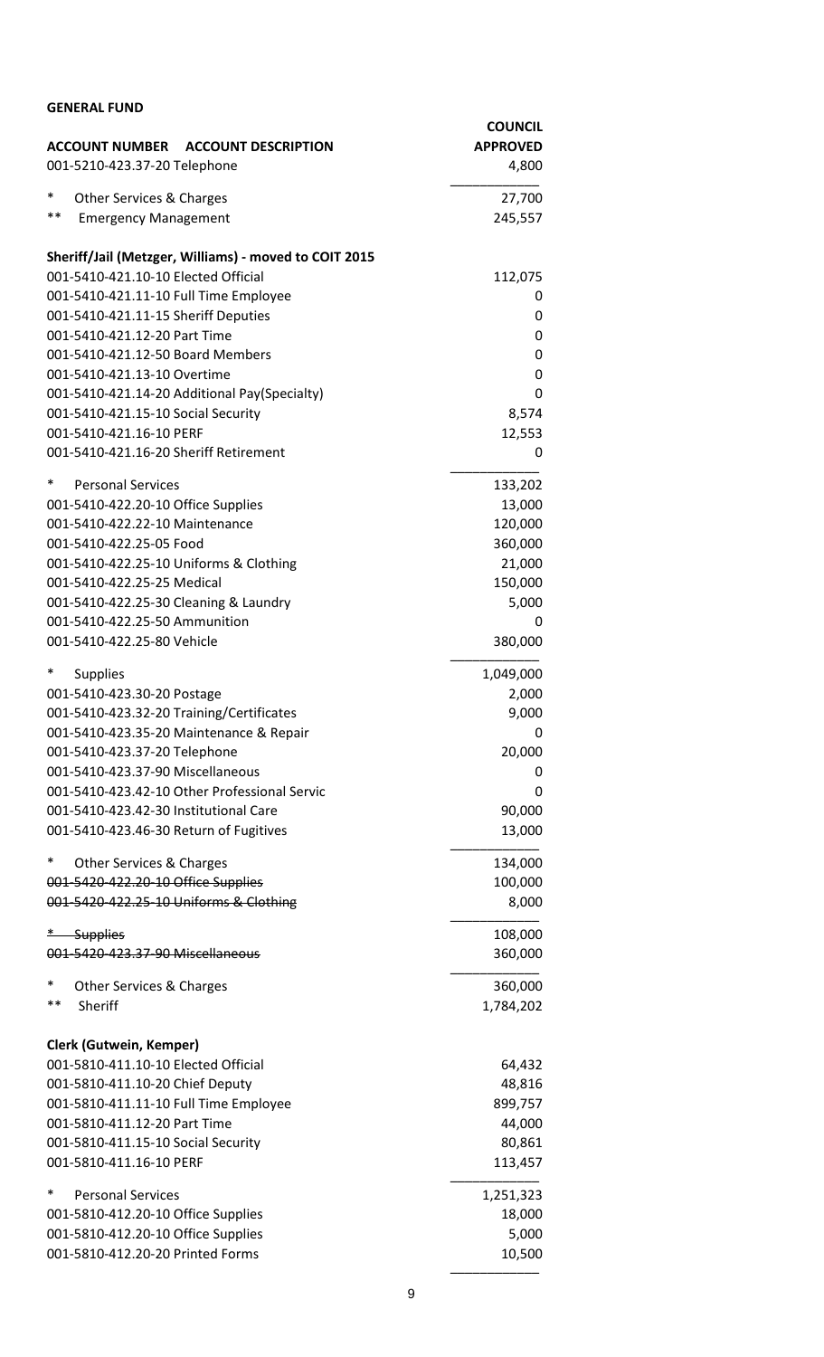**GENERAL FUND**

| ACCOUNT NUMBER ACCOUNT DESCRIPTION | COUNCIL APPROVED |
|---|---|
| 001-5210-423.37-20 Telephone | 4,800 |
| * Other Services & Charges | 27,700 |
| ** Emergency Management | 245,557 |
| **Sheriff/Jail (Metzger, Williams) - moved to COIT 2015** | |
| 001-5410-421.10-10 Elected Official | 112,075 |
| 001-5410-421.11-10 Full Time Employee | 0 |
| 001-5410-421.11-15 Sheriff Deputies | 0 |
| 001-5410-421.12-20 Part Time | 0 |
| 001-5410-421.12-50 Board Members | 0 |
| 001-5410-421.13-10 Overtime | 0 |
| 001-5410-421.14-20 Additional Pay(Specialty) | 0 |
| 001-5410-421.15-10 Social Security | 8,574 |
| 001-5410-421.16-10 PERF | 12,553 |
| 001-5410-421.16-20 Sheriff Retirement | 0 |
| * Personal Services | 133,202 |
| 001-5410-422.20-10 Office Supplies | 13,000 |
| 001-5410-422.22-10 Maintenance | 120,000 |
| 001-5410-422.25-05 Food | 360,000 |
| 001-5410-422.25-10 Uniforms & Clothing | 21,000 |
| 001-5410-422.25-25 Medical | 150,000 |
| 001-5410-422.25-30 Cleaning & Laundry | 5,000 |
| 001-5410-422.25-50 Ammunition | 0 |
| 001-5410-422.25-80 Vehicle | 380,000 |
| * Supplies | 1,049,000 |
| 001-5410-423.30-20 Postage | 2,000 |
| 001-5410-423.32-20 Training/Certificates | 9,000 |
| 001-5410-423.35-20 Maintenance & Repair | 0 |
| 001-5410-423.37-20 Telephone | 20,000 |
| 001-5410-423.37-90 Miscellaneous | 0 |
| 001-5410-423.42-10 Other Professional Servic | 0 |
| 001-5410-423.42-30 Institutional Care | 90,000 |
| 001-5410-423.46-30 Return of Fugitives | 13,000 |
| * Other Services & Charges | 134,000 |
| ~~001-5420-422.20-10 Office Supplies~~ | 100,000 |
| ~~001-5420-422.25-10 Uniforms & Clothing~~ | 8,000 |
| ~~* Supplies~~ | 108,000 |
| ~~001-5420-423.37-90 Miscellaneous~~ | 360,000 |
| * Other Services & Charges | 360,000 |
| ** Sheriff | 1,784,202 |
| **Clerk (Gutwein, Kemper)** | |
| 001-5810-411.10-10 Elected Official | 64,432 |
| 001-5810-411.10-20 Chief Deputy | 48,816 |
| 001-5810-411.11-10 Full Time Employee | 899,757 |
| 001-5810-411.12-20 Part Time | 44,000 |
| 001-5810-411.15-10 Social Security | 80,861 |
| 001-5810-411.16-10 PERF | 113,457 |
| * Personal Services | 1,251,323 |
| 001-5810-412.20-10 Office Supplies | 18,000 |
| 001-5810-412.20-10 Office Supplies | 5,000 |
| 001-5810-412.20-20 Printed Forms | 10,500 |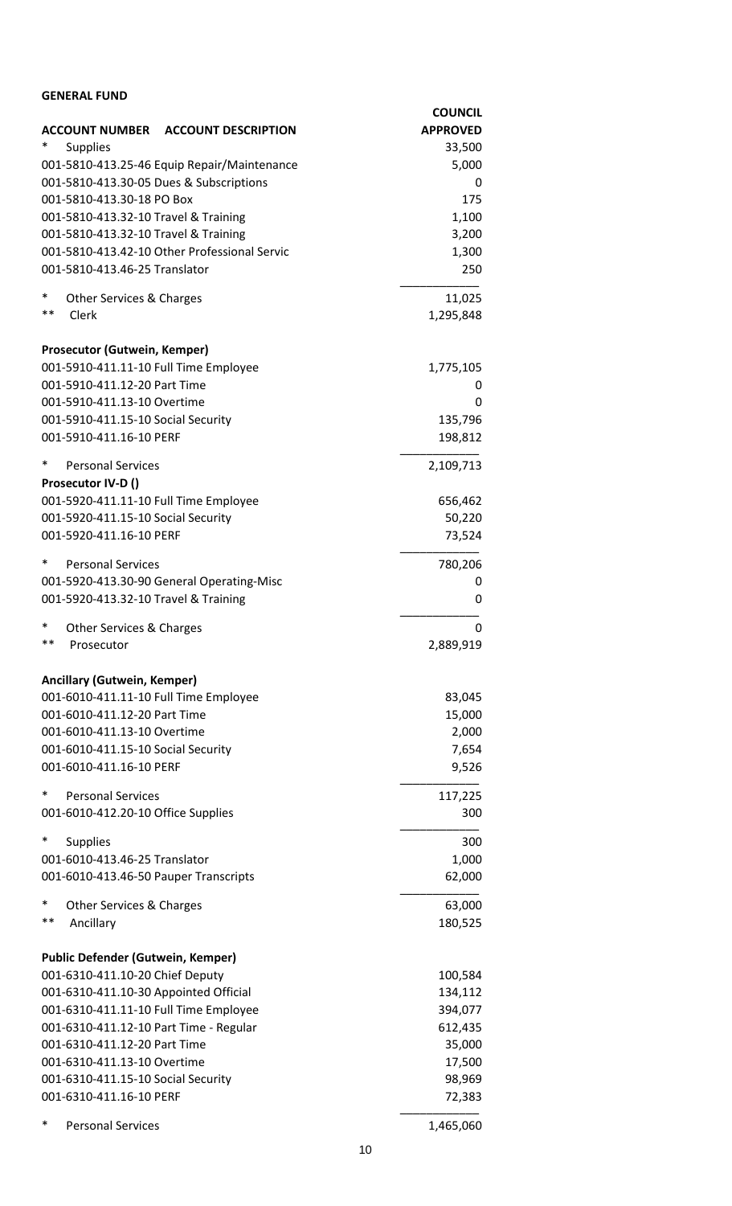**GENERAL FUND**

| ACCOUNT NUMBER ACCOUNT DESCRIPTION | COUNCIL APPROVED |
|---|---|
| * Supplies | 33,500 |
| 001-5810-413.25-46 Equip Repair/Maintenance | 5,000 |
| 001-5810-413.30-05 Dues & Subscriptions | 0 |
| 001-5810-413.30-18 PO Box | 175 |
| 001-5810-413.32-10 Travel & Training | 1,100 |
| 001-5810-413.32-10 Travel & Training | 3,200 |
| 001-5810-413.42-10 Other Professional Servic | 1,300 |
| 001-5810-413.46-25 Translator | 250 |
| * Other Services & Charges | 11,025 |
| ** Clerk | 1,295,848 |
| **Prosecutor (Gutwein, Kemper)** | |
| 001-5910-411.11-10 Full Time Employee | 1,775,105 |
| 001-5910-411.12-20 Part Time | 0 |
| 001-5910-411.13-10 Overtime | 0 |
| 001-5910-411.15-10 Social Security | 135,796 |
| 001-5910-411.16-10 PERF | 198,812 |
| * Personal Services | 2,109,713 |
| **Prosecutor IV-D ()** | |
| 001-5920-411.11-10 Full Time Employee | 656,462 |
| 001-5920-411.15-10 Social Security | 50,220 |
| 001-5920-411.16-10 PERF | 73,524 |
| * Personal Services | 780,206 |
| 001-5920-413.30-90 General Operating-Misc | 0 |
| 001-5920-413.32-10 Travel & Training | 0 |
| * Other Services & Charges | 0 |
| ** Prosecutor | 2,889,919 |
| **Ancillary (Gutwein, Kemper)** | |
| 001-6010-411.11-10 Full Time Employee | 83,045 |
| 001-6010-411.12-20 Part Time | 15,000 |
| 001-6010-411.13-10 Overtime | 2,000 |
| 001-6010-411.15-10 Social Security | 7,654 |
| 001-6010-411.16-10 PERF | 9,526 |
| * Personal Services | 117,225 |
| 001-6010-412.20-10 Office Supplies | 300 |
| * Supplies | 300 |
| 001-6010-413.46-25 Translator | 1,000 |
| 001-6010-413.46-50 Pauper Transcripts | 62,000 |
| * Other Services & Charges | 63,000 |
| ** Ancillary | 180,525 |
| **Public Defender (Gutwein, Kemper)** | |
| 001-6310-411.10-20 Chief Deputy | 100,584 |
| 001-6310-411.10-30 Appointed Official | 134,112 |
| 001-6310-411.11-10 Full Time Employee | 394,077 |
| 001-6310-411.12-10 Part Time - Regular | 612,435 |
| 001-6310-411.12-20 Part Time | 35,000 |
| 001-6310-411.13-10 Overtime | 17,500 |
| 001-6310-411.15-10 Social Security | 98,969 |
| 001-6310-411.16-10 PERF | 72,383 |
| * Personal Services | 1,465,060 |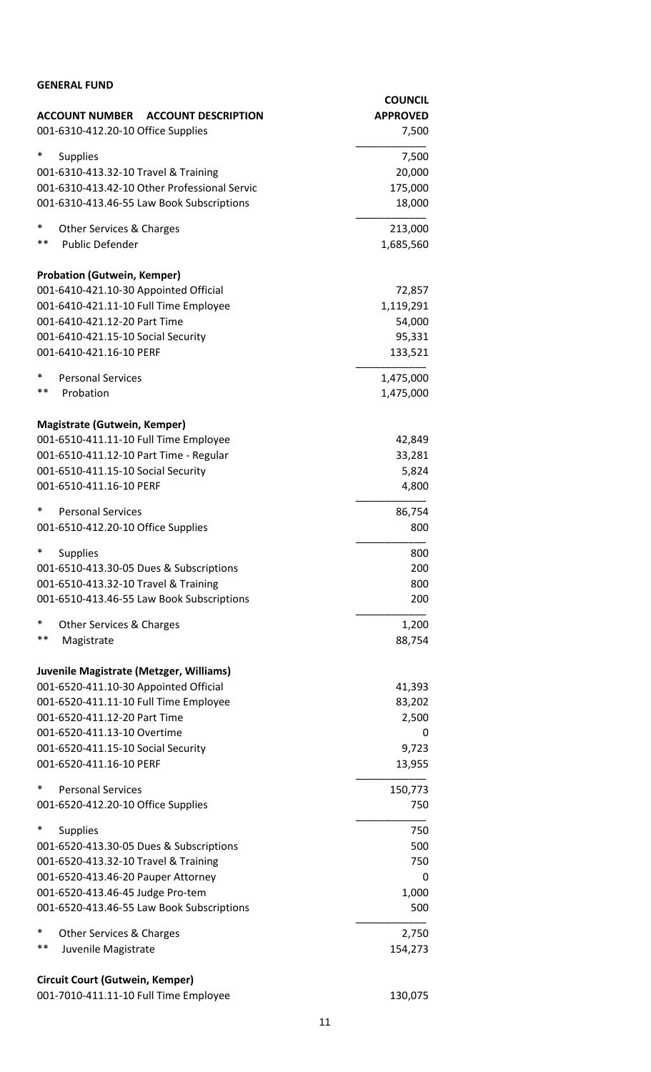**GENERAL FUND**

| ACCOUNT NUMBER ACCOUNT DESCRIPTION | COUNCIL APPROVED |
|---|---|
| 001-6310-412.20-10 Office Supplies | 7,500 |
| * Supplies | 7,500 |
| 001-6310-413.32-10 Travel & Training | 20,000 |
| 001-6310-413.42-10 Other Professional Servic | 175,000 |
| 001-6310-413.46-55 Law Book Subscriptions | 18,000 |
| * Other Services & Charges | 213,000 |
| ** Public Defender | 1,685,560 |
| **Probation (Gutwein, Kemper)** | |
| 001-6410-421.10-30 Appointed Official | 72,857 |
| 001-6410-421.11-10 Full Time Employee | 1,119,291 |
| 001-6410-421.12-20 Part Time | 54,000 |
| 001-6410-421.15-10 Social Security | 95,331 |
| 001-6410-421.16-10 PERF | 133,521 |
| * Personal Services | 1,475,000 |
| ** Probation | 1,475,000 |
| **Magistrate (Gutwein, Kemper)** | |
| 001-6510-411.11-10 Full Time Employee | 42,849 |
| 001-6510-411.12-10 Part Time - Regular | 33,281 |
| 001-6510-411.15-10 Social Security | 5,824 |
| 001-6510-411.16-10 PERF | 4,800 |
| * Personal Services | 86,754 |
| 001-6510-412.20-10 Office Supplies | 800 |
| * Supplies | 800 |
| 001-6510-413.30-05 Dues & Subscriptions | 200 |
| 001-6510-413.32-10 Travel & Training | 800 |
| 001-6510-413.46-55 Law Book Subscriptions | 200 |
| * Other Services & Charges | 1,200 |
| ** Magistrate | 88,754 |
| **Juvenile Magistrate (Metzger, Williams)** | |
| 001-6520-411.10-30 Appointed Official | 41,393 |
| 001-6520-411.11-10 Full Time Employee | 83,202 |
| 001-6520-411.12-20 Part Time | 2,500 |
| 001-6520-411.13-10 Overtime | 0 |
| 001-6520-411.15-10 Social Security | 9,723 |
| 001-6520-411.16-10 PERF | 13,955 |
| * Personal Services | 150,773 |
| 001-6520-412.20-10 Office Supplies | 750 |
| * Supplies | 750 |
| 001-6520-413.30-05 Dues & Subscriptions | 500 |
| 001-6520-413.32-10 Travel & Training | 750 |
| 001-6520-413.46-20 Pauper Attorney | 0 |
| 001-6520-413.46-45 Judge Pro-tem | 1,000 |
| 001-6520-413.46-55 Law Book Subscriptions | 500 |
| * Other Services & Charges | 2,750 |
| ** Juvenile Magistrate | 154,273 |
| **Circuit Court (Gutwein, Kemper)** | |
| 001-7010-411.11-10 Full Time Employee | 130,075 |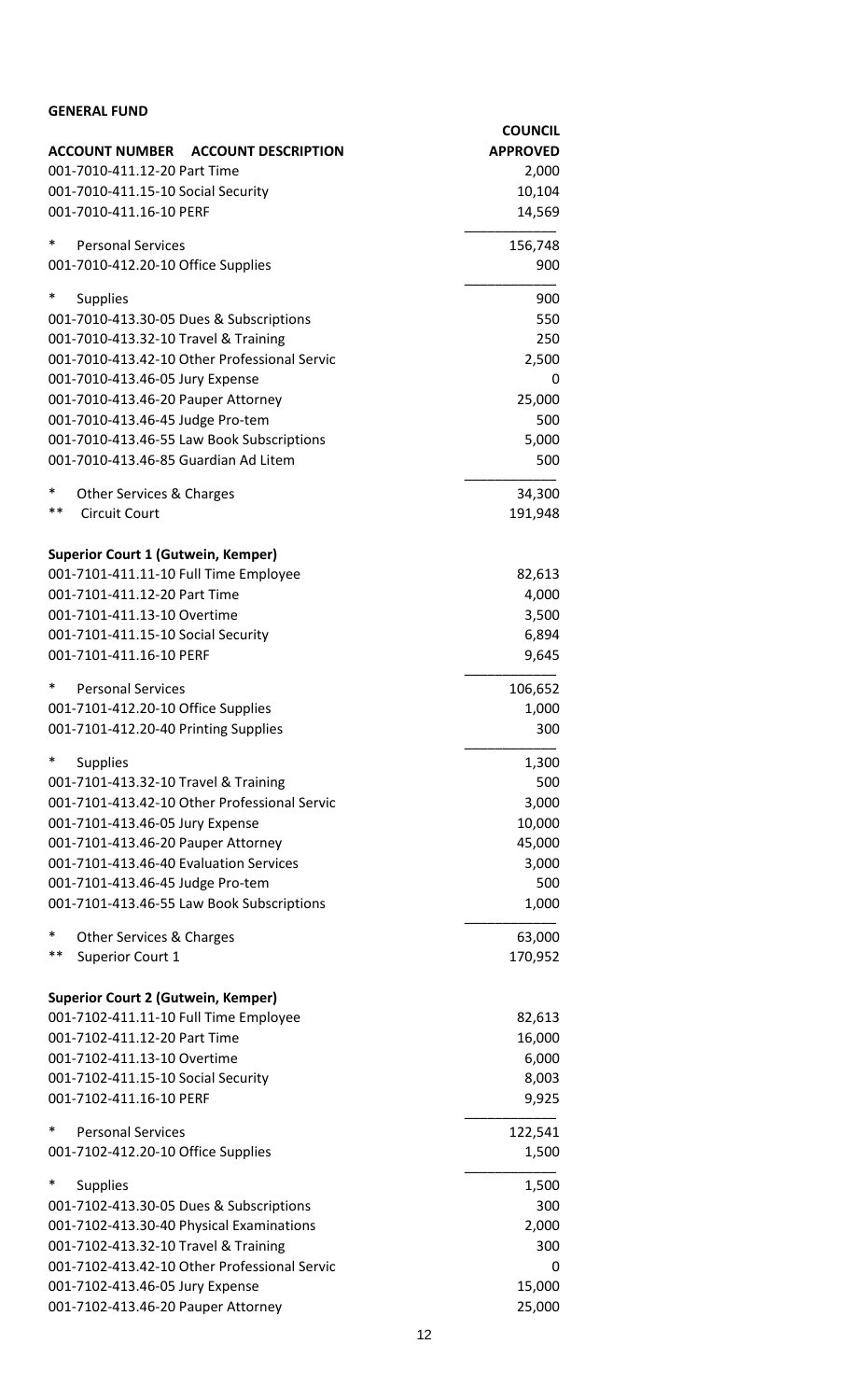**GENERAL FUND**

| ACCOUNT NUMBER ACCOUNT DESCRIPTION | COUNCIL APPROVED |
|---|---|
| 001-7010-411.12-20 Part Time | 2,000 |
| 001-7010-411.15-10 Social Security | 10,104 |
| 001-7010-411.16-10 PERF | 14,569 |
| * Personal Services | 156,748 |
| 001-7010-412.20-10 Office Supplies | 900 |
| * Supplies | 900 |
| 001-7010-413.30-05 Dues & Subscriptions | 550 |
| 001-7010-413.32-10 Travel & Training | 250 |
| 001-7010-413.42-10 Other Professional Servic | 2,500 |
| 001-7010-413.46-05 Jury Expense | 0 |
| 001-7010-413.46-20 Pauper Attorney | 25,000 |
| 001-7010-413.46-45 Judge Pro-tem | 500 |
| 001-7010-413.46-55 Law Book Subscriptions | 5,000 |
| 001-7010-413.46-85 Guardian Ad Litem | 500 |
| * Other Services & Charges | 34,300 |
| ** Circuit Court | 191,948 |
| **Superior Court 1 (Gutwein, Kemper)** | |
| 001-7101-411.11-10 Full Time Employee | 82,613 |
| 001-7101-411.12-20 Part Time | 4,000 |
| 001-7101-411.13-10 Overtime | 3,500 |
| 001-7101-411.15-10 Social Security | 6,894 |
| 001-7101-411.16-10 PERF | 9,645 |
| * Personal Services | 106,652 |
| 001-7101-412.20-10 Office Supplies | 1,000 |
| 001-7101-412.20-40 Printing Supplies | 300 |
| * Supplies | 1,300 |
| 001-7101-413.32-10 Travel & Training | 500 |
| 001-7101-413.42-10 Other Professional Servic | 3,000 |
| 001-7101-413.46-05 Jury Expense | 10,000 |
| 001-7101-413.46-20 Pauper Attorney | 45,000 |
| 001-7101-413.46-40 Evaluation Services | 3,000 |
| 001-7101-413.46-45 Judge Pro-tem | 500 |
| 001-7101-413.46-55 Law Book Subscriptions | 1,000 |
| * Other Services & Charges | 63,000 |
| ** Superior Court 1 | 170,952 |
| **Superior Court 2 (Gutwein, Kemper)** | |
| 001-7102-411.11-10 Full Time Employee | 82,613 |
| 001-7102-411.12-20 Part Time | 16,000 |
| 001-7102-411.13-10 Overtime | 6,000 |
| 001-7102-411.15-10 Social Security | 8,003 |
| 001-7102-411.16-10 PERF | 9,925 |
| * Personal Services | 122,541 |
| 001-7102-412.20-10 Office Supplies | 1,500 |
| * Supplies | 1,500 |
| 001-7102-413.30-05 Dues & Subscriptions | 300 |
| 001-7102-413.30-40 Physical Examinations | 2,000 |
| 001-7102-413.32-10 Travel & Training | 300 |
| 001-7102-413.42-10 Other Professional Servic | 0 |
| 001-7102-413.46-05 Jury Expense | 15,000 |
| 001-7102-413.46-20 Pauper Attorney | 25,000 |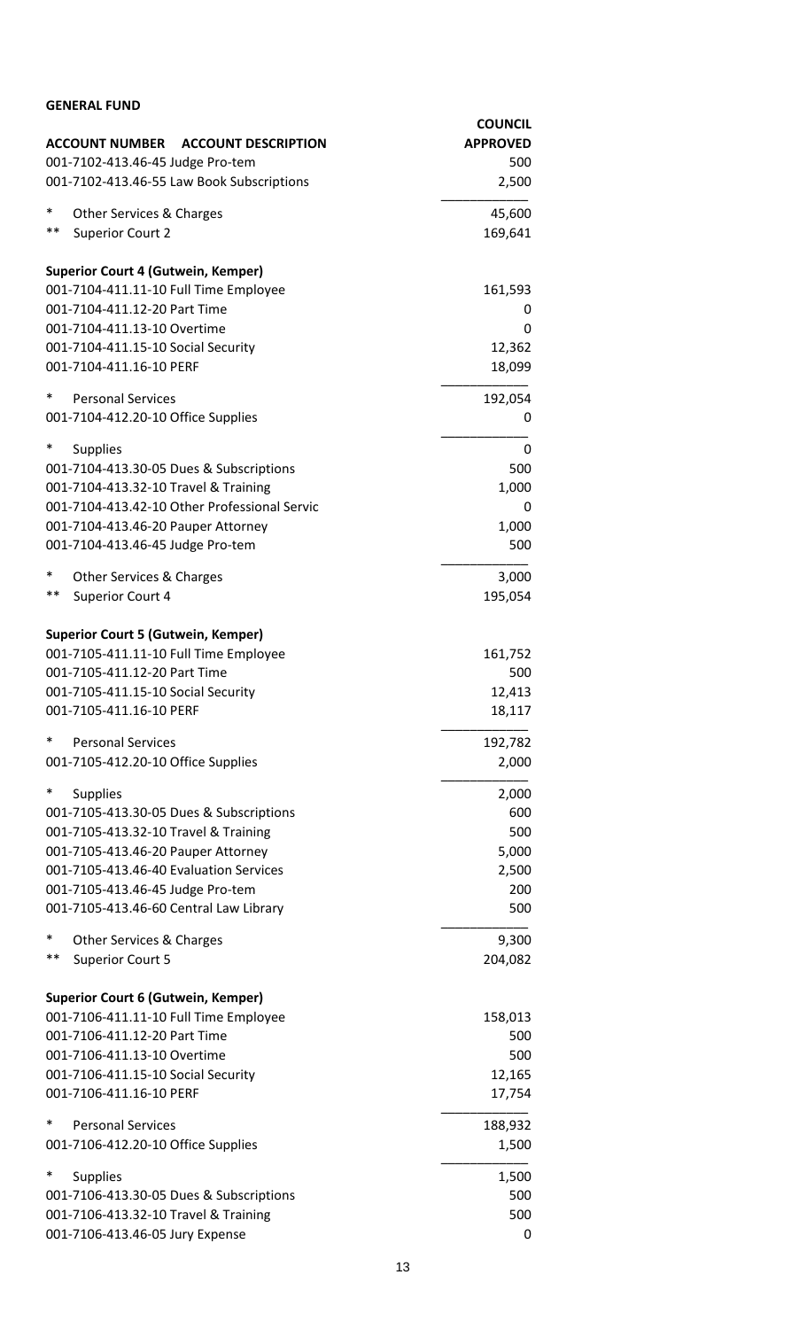**GENERAL FUND**

| ACCOUNT NUMBER ACCOUNT DESCRIPTION | COUNCIL APPROVED |
|---|---|
| 001-7102-413.46-45 Judge Pro-tem | 500 |
| 001-7102-413.46-55 Law Book Subscriptions | 2,500 |
| * Other Services & Charges | 45,600 |
| ** Superior Court 2 | 169,641 |
| **Superior Court 4 (Gutwein, Kemper)** | |
| 001-7104-411.11-10 Full Time Employee | 161,593 |
| 001-7104-411.12-20 Part Time | 0 |
| 001-7104-411.13-10 Overtime | 0 |
| 001-7104-411.15-10 Social Security | 12,362 |
| 001-7104-411.16-10 PERF | 18,099 |
| * Personal Services | 192,054 |
| 001-7104-412.20-10 Office Supplies | 0 |
| * Supplies | 0 |
| 001-7104-413.30-05 Dues & Subscriptions | 500 |
| 001-7104-413.32-10 Travel & Training | 1,000 |
| 001-7104-413.42-10 Other Professional Servic | 0 |
| 001-7104-413.46-20 Pauper Attorney | 1,000 |
| 001-7104-413.46-45 Judge Pro-tem | 500 |
| * Other Services & Charges | 3,000 |
| ** Superior Court 4 | 195,054 |
| **Superior Court 5 (Gutwein, Kemper)** | |
| 001-7105-411.11-10 Full Time Employee | 161,752 |
| 001-7105-411.12-20 Part Time | 500 |
| 001-7105-411.15-10 Social Security | 12,413 |
| 001-7105-411.16-10 PERF | 18,117 |
| * Personal Services | 192,782 |
| 001-7105-412.20-10 Office Supplies | 2,000 |
| * Supplies | 2,000 |
| 001-7105-413.30-05 Dues & Subscriptions | 600 |
| 001-7105-413.32-10 Travel & Training | 500 |
| 001-7105-413.46-20 Pauper Attorney | 5,000 |
| 001-7105-413.46-40 Evaluation Services | 2,500 |
| 001-7105-413.46-45 Judge Pro-tem | 200 |
| 001-7105-413.46-60 Central Law Library | 500 |
| * Other Services & Charges | 9,300 |
| ** Superior Court 5 | 204,082 |
| **Superior Court 6 (Gutwein, Kemper)** | |
| 001-7106-411.11-10 Full Time Employee | 158,013 |
| 001-7106-411.12-20 Part Time | 500 |
| 001-7106-411.13-10 Overtime | 500 |
| 001-7106-411.15-10 Social Security | 12,165 |
| 001-7106-411.16-10 PERF | 17,754 |
| * Personal Services | 188,932 |
| 001-7106-412.20-10 Office Supplies | 1,500 |
| * Supplies | 1,500 |
| 001-7106-413.30-05 Dues & Subscriptions | 500 |
| 001-7106-413.32-10 Travel & Training | 500 |
| 001-7106-413.46-05 Jury Expense | 0 |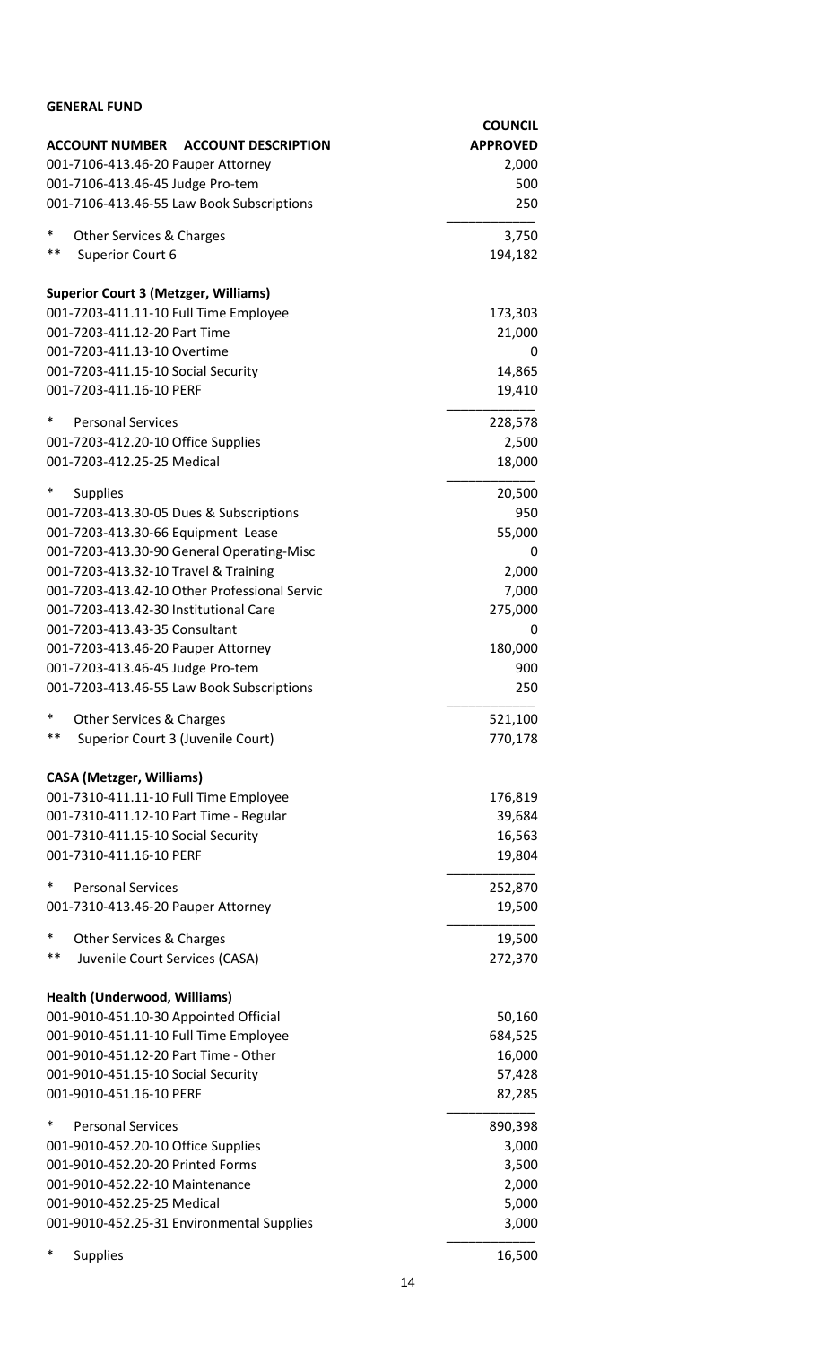**GENERAL FUND**

| ACCOUNT NUMBER ACCOUNT DESCRIPTION | COUNCIL APPROVED |
|---|---|
| 001-7106-413.46-20 Pauper Attorney | 2,000 |
| 001-7106-413.46-45 Judge Pro-tem | 500 |
| 001-7106-413.46-55 Law Book Subscriptions | 250 |
| * Other Services & Charges | 3,750 |
| ** Superior Court 6 | 194,182 |
| **Superior Court 3 (Metzger, Williams)** | |
| 001-7203-411.11-10 Full Time Employee | 173,303 |
| 001-7203-411.12-20 Part Time | 21,000 |
| 001-7203-411.13-10 Overtime | 0 |
| 001-7203-411.15-10 Social Security | 14,865 |
| 001-7203-411.16-10 PERF | 19,410 |
| * Personal Services | 228,578 |
| 001-7203-412.20-10 Office Supplies | 2,500 |
| 001-7203-412.25-25 Medical | 18,000 |
| * Supplies | 20,500 |
| 001-7203-413.30-05 Dues & Subscriptions | 950 |
| 001-7203-413.30-66 Equipment Lease | 55,000 |
| 001-7203-413.30-90 General Operating-Misc | 0 |
| 001-7203-413.32-10 Travel & Training | 2,000 |
| 001-7203-413.42-10 Other Professional Servic | 7,000 |
| 001-7203-413.42-30 Institutional Care | 275,000 |
| 001-7203-413.43-35 Consultant | 0 |
| 001-7203-413.46-20 Pauper Attorney | 180,000 |
| 001-7203-413.46-45 Judge Pro-tem | 900 |
| 001-7203-413.46-55 Law Book Subscriptions | 250 |
| * Other Services & Charges | 521,100 |
| ** Superior Court 3 (Juvenile Court) | 770,178 |
| **CASA (Metzger, Williams)** | |
| 001-7310-411.11-10 Full Time Employee | 176,819 |
| 001-7310-411.12-10 Part Time - Regular | 39,684 |
| 001-7310-411.15-10 Social Security | 16,563 |
| 001-7310-411.16-10 PERF | 19,804 |
| * Personal Services | 252,870 |
| 001-7310-413.46-20 Pauper Attorney | 19,500 |
| * Other Services & Charges | 19,500 |
| ** Juvenile Court Services (CASA) | 272,370 |
| **Health (Underwood, Williams)** | |
| 001-9010-451.10-30 Appointed Official | 50,160 |
| 001-9010-451.11-10 Full Time Employee | 684,525 |
| 001-9010-451.12-20 Part Time - Other | 16,000 |
| 001-9010-451.15-10 Social Security | 57,428 |
| 001-9010-451.16-10 PERF | 82,285 |
| * Personal Services | 890,398 |
| 001-9010-452.20-10 Office Supplies | 3,000 |
| 001-9010-452.20-20 Printed Forms | 3,500 |
| 001-9010-452.22-10 Maintenance | 2,000 |
| 001-9010-452.25-25 Medical | 5,000 |
| 001-9010-452.25-31 Environmental Supplies | 3,000 |
| * Supplies | 16,500 |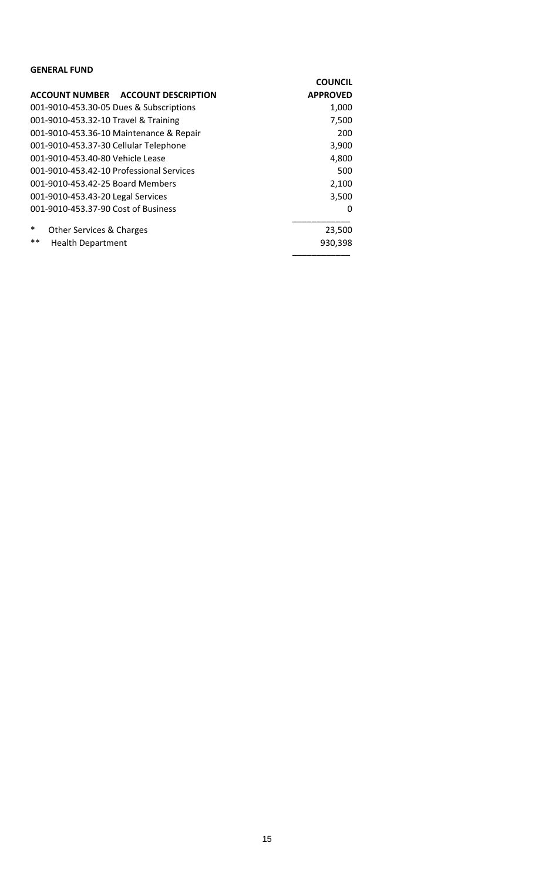**GENERAL FUND**

| ACCOUNT NUMBER ACCOUNT DESCRIPTION | COUNCIL APPROVED |
|---|---|
| 001-9010-453.30-05 Dues & Subscriptions | 1,000 |
| 001-9010-453.32-10 Travel & Training | 7,500 |
| 001-9010-453.36-10 Maintenance & Repair | 200 |
| 001-9010-453.37-30 Cellular Telephone | 3,900 |
| 001-9010-453.40-80 Vehicle Lease | 4,800 |
| 001-9010-453.42-10 Professional Services | 500 |
| 001-9010-453.42-25 Board Members | 2,100 |
| 001-9010-453.43-20 Legal Services | 3,500 |
| 001-9010-453.37-90 Cost of Business | 0 |
| * Other Services & Charges | 23,500 |
| ** Health Department | 930,398 |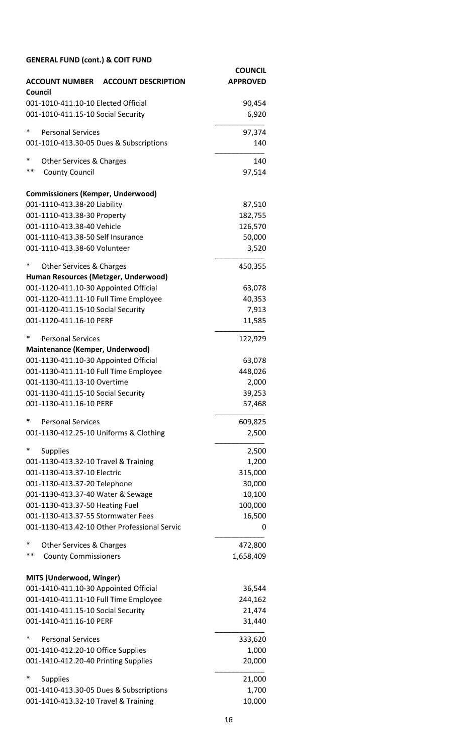## GENERAL FUND (cont.) & COIT FUND

| ACCOUNT NUMBER ACCOUNT DESCRIPTION | COUNCIL APPROVED |
|---|---|
| **Council** | |
| 001-1010-411.10-10 Elected Official | 90,454 |
| 001-1010-411.15-10 Social Security | 6,920 |
| * Personal Services | 97,374 |
| 001-1010-413.30-05 Dues & Subscriptions | 140 |
| * Other Services & Charges | 140 |
| ** County Council | 97,514 |
| **Commissioners (Kemper, Underwood)** | |
| 001-1110-413.38-20 Liability | 87,510 |
| 001-1110-413.38-30 Property | 182,755 |
| 001-1110-413.38-40 Vehicle | 126,570 |
| 001-1110-413.38-50 Self Insurance | 50,000 |
| 001-1110-413.38-60 Volunteer | 3,520 |
| * Other Services & Charges | 450,355 |
| **Human Resources (Metzger, Underwood)** | |
| 001-1120-411.10-30 Appointed Official | 63,078 |
| 001-1120-411.11-10 Full Time Employee | 40,353 |
| 001-1120-411.15-10 Social Security | 7,913 |
| 001-1120-411.16-10 PERF | 11,585 |
| * Personal Services | 122,929 |
| **Maintenance (Kemper, Underwood)** | |
| 001-1130-411.10-30 Appointed Official | 63,078 |
| 001-1130-411.11-10 Full Time Employee | 448,026 |
| 001-1130-411.13-10 Overtime | 2,000 |
| 001-1130-411.15-10 Social Security | 39,253 |
| 001-1130-411.16-10 PERF | 57,468 |
| * Personal Services | 609,825 |
| 001-1130-412.25-10 Uniforms & Clothing | 2,500 |
| * Supplies | 2,500 |
| 001-1130-413.32-10 Travel & Training | 1,200 |
| 001-1130-413.37-10 Electric | 315,000 |
| 001-1130-413.37-20 Telephone | 30,000 |
| 001-1130-413.37-40 Water & Sewage | 10,100 |
| 001-1130-413.37-50 Heating Fuel | 100,000 |
| 001-1130-413.37-55 Stormwater Fees | 16,500 |
| 001-1130-413.42-10 Other Professional Servic | 0 |
| * Other Services & Charges | 472,800 |
| ** County Commissioners | 1,658,409 |
| **MITS (Underwood, Winger)** | |
| 001-1410-411.10-30 Appointed Official | 36,544 |
| 001-1410-411.11-10 Full Time Employee | 244,162 |
| 001-1410-411.15-10 Social Security | 21,474 |
| 001-1410-411.16-10 PERF | 31,440 |
| * Personal Services | 333,620 |
| 001-1410-412.20-10 Office Supplies | 1,000 |
| 001-1410-412.20-40 Printing Supplies | 20,000 |
| * Supplies | 21,000 |
| 001-1410-413.30-05 Dues & Subscriptions | 1,700 |
| 001-1410-413.32-10 Travel & Training | 10,000 |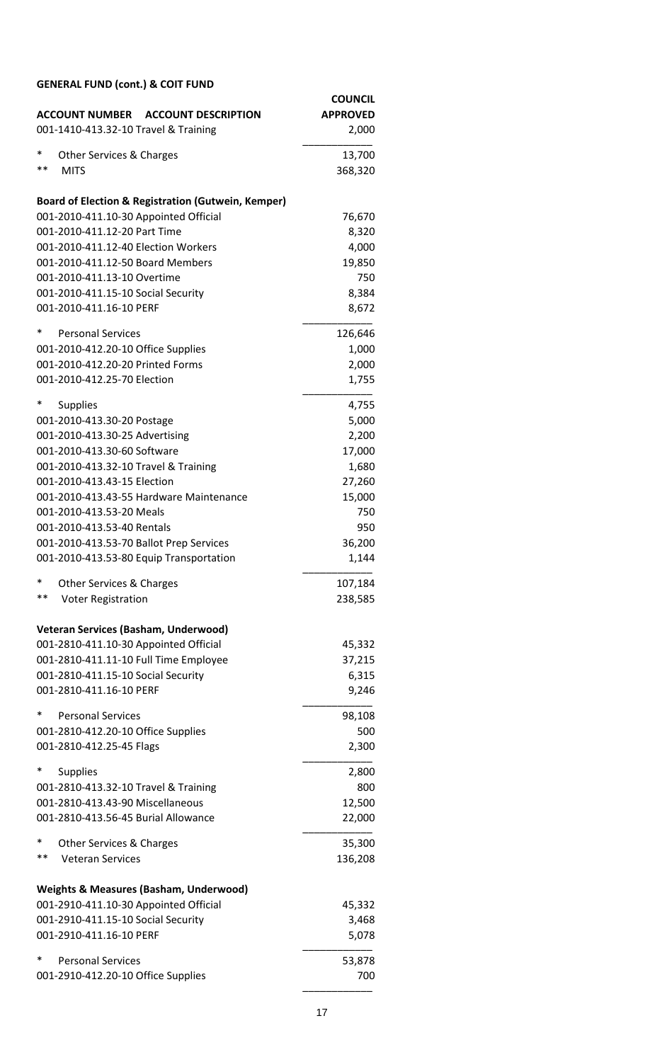## GENERAL FUND (cont.) & COIT FUND

| ACCOUNT NUMBER ACCOUNT DESCRIPTION | COUNCIL APPROVED |
|---|---|
| 001-1410-413.32-10 Travel & Training | 2,000 |
| * Other Services & Charges | 13,700 |
| ** MITS | 368,320 |
| **Board of Election & Registration (Gutwein, Kemper)** | |
| 001-2010-411.10-30 Appointed Official | 76,670 |
| 001-2010-411.12-20 Part Time | 8,320 |
| 001-2010-411.12-40 Election Workers | 4,000 |
| 001-2010-411.12-50 Board Members | 19,850 |
| 001-2010-411.13-10 Overtime | 750 |
| 001-2010-411.15-10 Social Security | 8,384 |
| 001-2010-411.16-10 PERF | 8,672 |
| * Personal Services | 126,646 |
| 001-2010-412.20-10 Office Supplies | 1,000 |
| 001-2010-412.20-20 Printed Forms | 2,000 |
| 001-2010-412.25-70 Election | 1,755 |
| * Supplies | 4,755 |
| 001-2010-413.30-20 Postage | 5,000 |
| 001-2010-413.30-25 Advertising | 2,200 |
| 001-2010-413.30-60 Software | 17,000 |
| 001-2010-413.32-10 Travel & Training | 1,680 |
| 001-2010-413.43-15 Election | 27,260 |
| 001-2010-413.43-55 Hardware Maintenance | 15,000 |
| 001-2010-413.53-20 Meals | 750 |
| 001-2010-413.53-40 Rentals | 950 |
| 001-2010-413.53-70 Ballot Prep Services | 36,200 |
| 001-2010-413.53-80 Equip Transportation | 1,144 |
| * Other Services & Charges | 107,184 |
| ** Voter Registration | 238,585 |
| **Veteran Services (Basham, Underwood)** | |
| 001-2810-411.10-30 Appointed Official | 45,332 |
| 001-2810-411.11-10 Full Time Employee | 37,215 |
| 001-2810-411.15-10 Social Security | 6,315 |
| 001-2810-411.16-10 PERF | 9,246 |
| * Personal Services | 98,108 |
| 001-2810-412.20-10 Office Supplies | 500 |
| 001-2810-412.25-45 Flags | 2,300 |
| * Supplies | 2,800 |
| 001-2810-413.32-10 Travel & Training | 800 |
| 001-2810-413.43-90 Miscellaneous | 12,500 |
| 001-2810-413.56-45 Burial Allowance | 22,000 |
| * Other Services & Charges | 35,300 |
| ** Veteran Services | 136,208 |
| **Weights & Measures (Basham, Underwood)** | |
| 001-2910-411.10-30 Appointed Official | 45,332 |
| 001-2910-411.15-10 Social Security | 3,468 |
| 001-2910-411.16-10 PERF | 5,078 |
| * Personal Services | 53,878 |
| 001-2910-412.20-10 Office Supplies | 700 |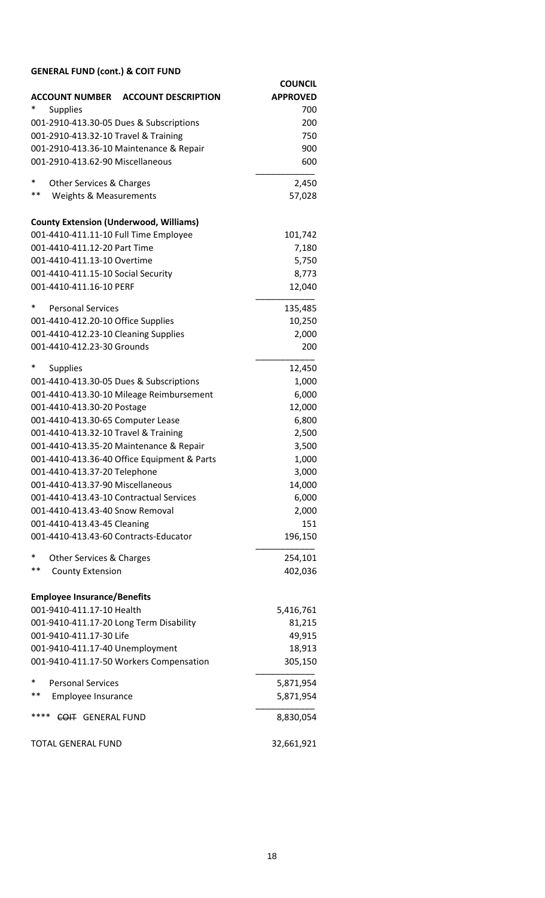**GENERAL FUND (cont.) & COIT FUND**

| ACCOUNT NUMBER ACCOUNT DESCRIPTION | COUNCIL APPROVED |
|---|---|
| * Supplies | 700 |
| 001-2910-413.30-05 Dues & Subscriptions | 200 |
| 001-2910-413.32-10 Travel & Training | 750 |
| 001-2910-413.36-10 Maintenance & Repair | 900 |
| 001-2910-413.62-90 Miscellaneous | 600 |
| * Other Services & Charges | 2,450 |
| ** Weights & Measurements | 57,028 |
| **County Extension (Underwood, Williams)** | |
| 001-4410-411.11-10 Full Time Employee | 101,742 |
| 001-4410-411.12-20 Part Time | 7,180 |
| 001-4410-411.13-10 Overtime | 5,750 |
| 001-4410-411.15-10 Social Security | 8,773 |
| 001-4410-411.16-10 PERF | 12,040 |
| * Personal Services | 135,485 |
| 001-4410-412.20-10 Office Supplies | 10,250 |
| 001-4410-412.23-10 Cleaning Supplies | 2,000 |
| 001-4410-412.23-30 Grounds | 200 |
| * Supplies | 12,450 |
| 001-4410-413.30-05 Dues & Subscriptions | 1,000 |
| 001-4410-413.30-10 Mileage Reimbursement | 6,000 |
| 001-4410-413.30-20 Postage | 12,000 |
| 001-4410-413.30-65 Computer Lease | 6,800 |
| 001-4410-413.32-10 Travel & Training | 2,500 |
| 001-4410-413.35-20 Maintenance & Repair | 3,500 |
| 001-4410-413.36-40 Office Equipment & Parts | 1,000 |
| 001-4410-413.37-20 Telephone | 3,000 |
| 001-4410-413.37-90 Miscellaneous | 14,000 |
| 001-4410-413.43-10 Contractual Services | 6,000 |
| 001-4410-413.43-40 Snow Removal | 2,000 |
| 001-4410-413.43-45 Cleaning | 151 |
| 001-4410-413.43-60 Contracts-Educator | 196,150 |
| * Other Services & Charges | 254,101 |
| ** County Extension | 402,036 |
| **Employee Insurance/Benefits** | |
| 001-9410-411.17-10 Health | 5,416,761 |
| 001-9410-411.17-20 Long Term Disability | 81,215 |
| 001-9410-411.17-30 Life | 49,915 |
| 001-9410-411.17-40 Unemployment | 18,913 |
| 001-9410-411.17-50 Workers Compensation | 305,150 |
| * Personal Services | 5,871,954 |
| ** Employee Insurance | 5,871,954 |
| **** ~~COIT~~ GENERAL FUND | 8,830,054 |
| TOTAL GENERAL FUND | 32,661,921 |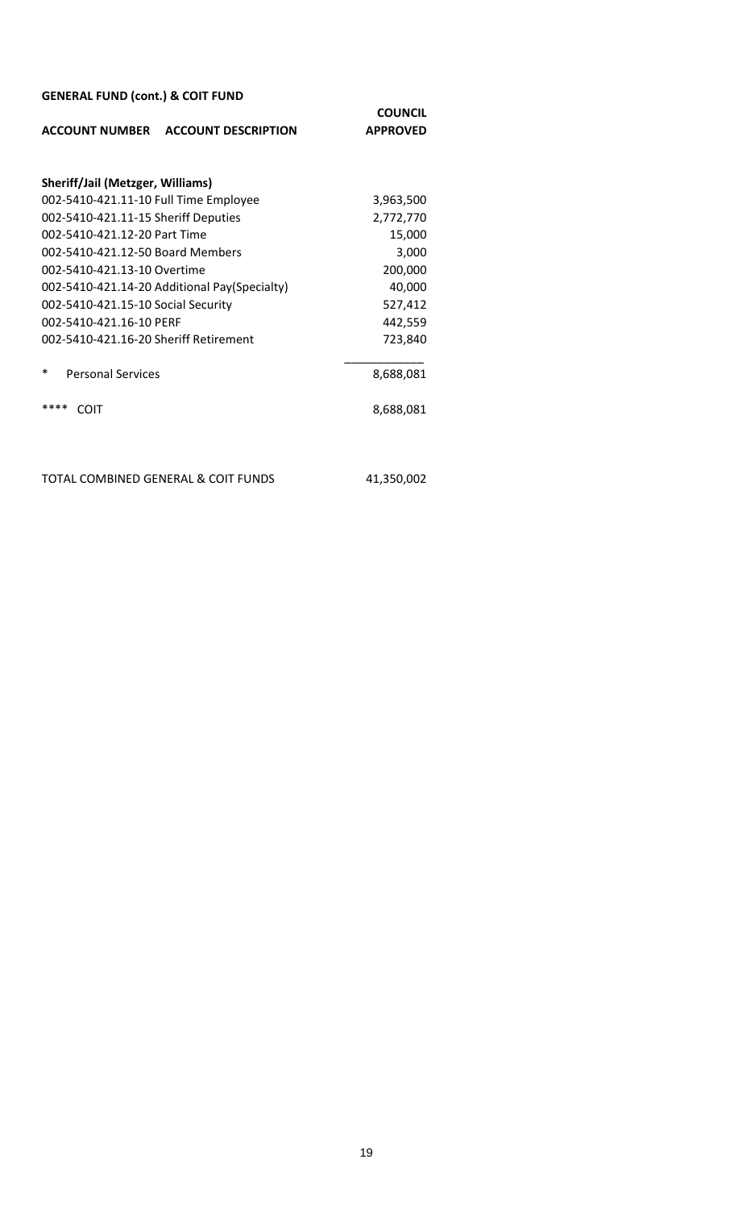**GENERAL FUND (cont.) & COIT FUND**

| ACCOUNT NUMBER ACCOUNT DESCRIPTION | COUNCIL APPROVED |
|---|---|
| **Sheriff/Jail (Metzger, Williams)** | |
| 002-5410-421.11-10 Full Time Employee | 3,963,500 |
| 002-5410-421.11-15 Sheriff Deputies | 2,772,770 |
| 002-5410-421.12-20 Part Time | 15,000 |
| 002-5410-421.12-50 Board Members | 3,000 |
| 002-5410-421.13-10 Overtime | 200,000 |
| 002-5410-421.14-20 Additional Pay(Specialty) | 40,000 |
| 002-5410-421.15-10 Social Security | 527,412 |
| 002-5410-421.16-10 PERF | 442,559 |
| 002-5410-421.16-20 Sheriff Retirement | 723,840 |
| * Personal Services | 8,688,081 |
| **** COIT | 8,688,081 |
| TOTAL COMBINED GENERAL & COIT FUNDS | 41,350,002 |